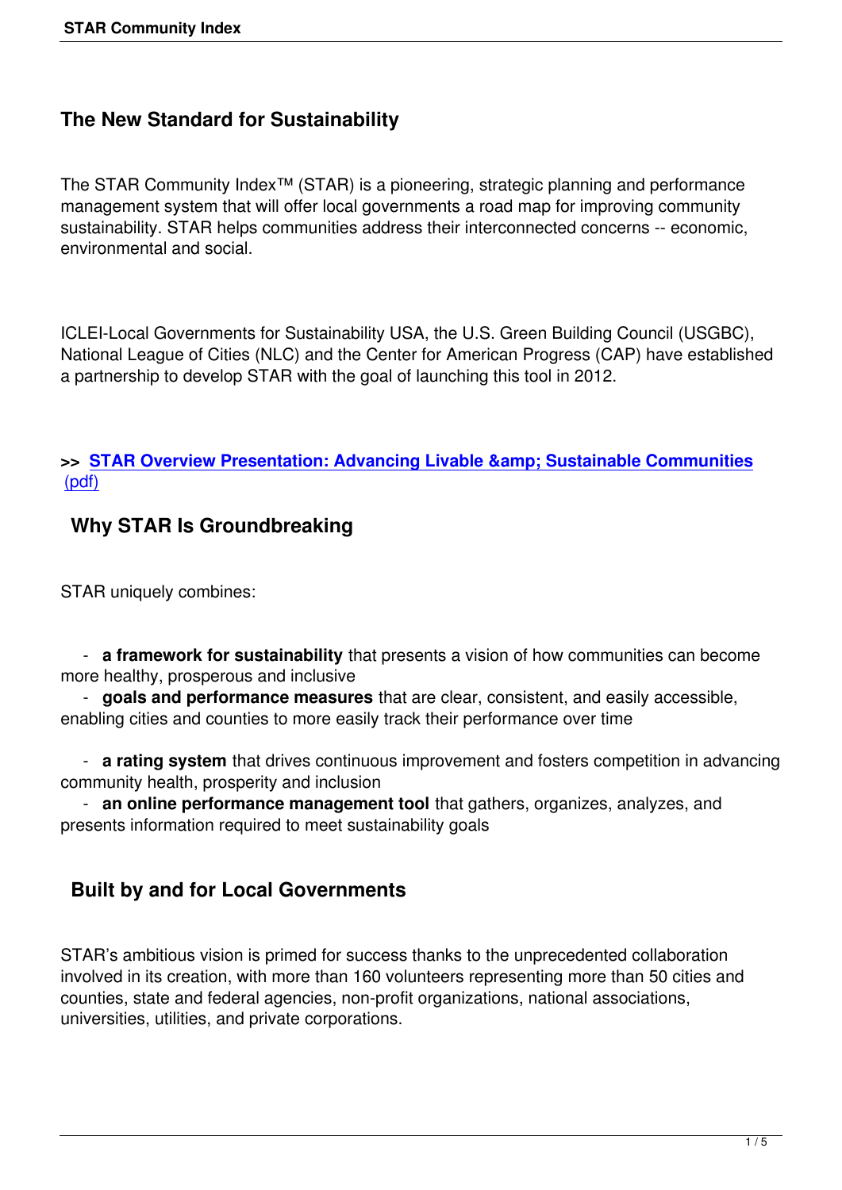# The New Standard for Sustainability

The STAR Community Index™ (STAR) is a pioneering, strategic planning and performance management system that will offer local governments a road map for improving community sustainability. STAR helps communities address their interconnected concerns -- economic, environmental and social.

ICLEI-Local Governments for Sustainability USA, the U.S. Green Building Council (USGBC), National League of Cities (NLC) and the Center for American Progress (CAP) have established a partnership to develop STAR with the goal of launching this tool in 2012.

**>> STAR Overview Presentation: Advancing Livable &amp; Sustainable Communities** (pdf)

## Why STAR Is Groundbreaking

STAR uniquely combines:

- **a framework for sustainability** that presents a vision of how communities can become more healthy, prosperous and inclusive
- **goals and performance measures** that are clear, consistent, and easily accessible, enabling cities and counties to more easily track their performance over time
- **a rating system** that drives continuous improvement and fosters competition in advancing community health, prosperity and inclusion
- **an online performance management tool** that gathers, organizes, analyzes, and presents information required to meet sustainability goals

## Built by and for Local Governments

STAR's ambitious vision is primed for success thanks to the unprecedented collaboration involved in its creation, with more than 160 volunteers representing more than 50 cities and counties, state and federal agencies, non-profit organizations, national associations, universities, utilities, and private corporations.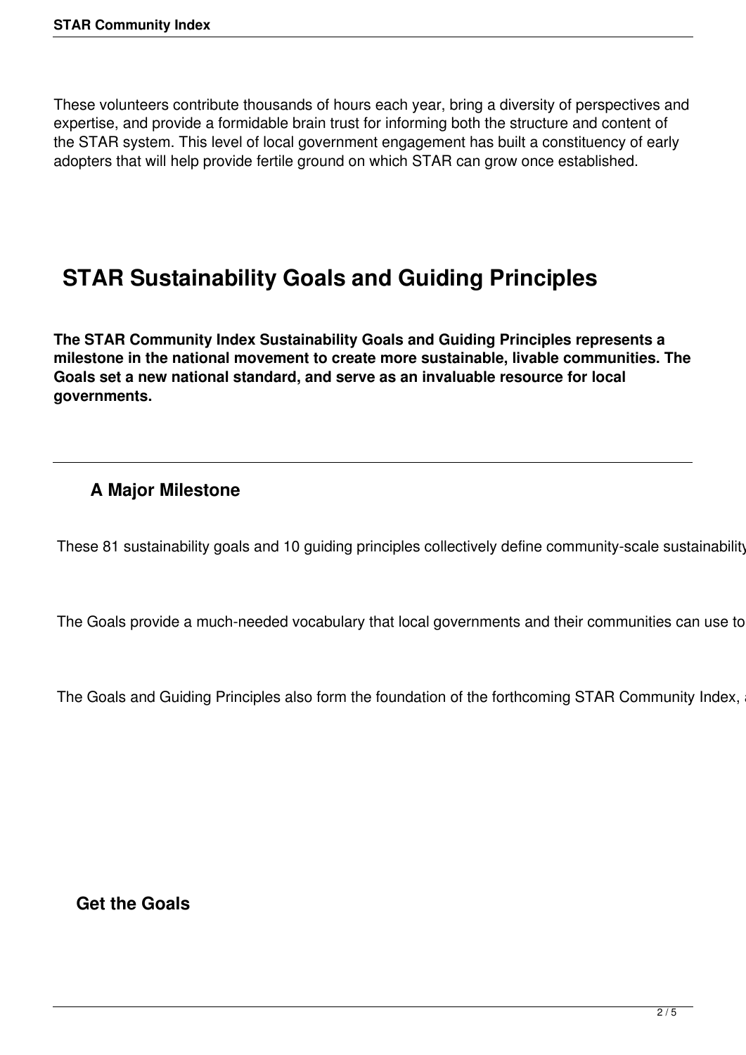These volunteers contribute thousands of hours each year, bring a diversity of perspectives and expertise, and provide a formidable brain trust for informing both the structure and content of the STAR system. This level of local government engagement has built a constituency of early adopters that will help provide fertile ground on which STAR can grow once established.

# STAR Sustainability Goals and Guiding Principles

**The STAR Community Index Sustainability Goals and Guiding Principles represents a milestone in the national movement to create more sustainable, livable communities. The Goals set a new national standard, and serve as an invaluable resource for local governments.**

---

## A Major Milestone

These 81 sustainability goals and 10 guiding principles collectively define community-scale sustainability

The Goals provide a much-needed vocabulary that local governments and their communities can use to

The Goals and Guiding Principles also form the foundation of the forthcoming STAR Community Index,

## Get the Goals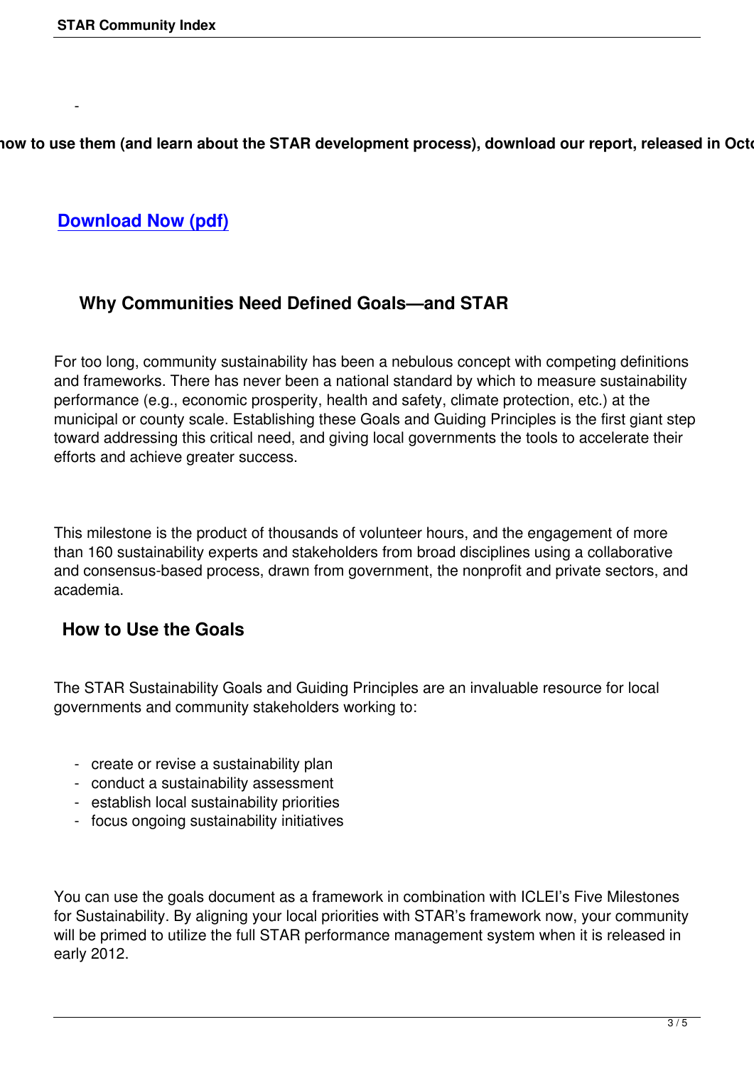-

**how to use them (and learn about the STAR development process), download our report, released in Octo**

**[Download Now (pdf)]()**

## Why Communities Need Defined Goals—and STAR

For too long, community sustainability has been a nebulous concept with competing definitions and frameworks. There has never been a national standard by which to measure sustainability performance (e.g., economic prosperity, health and safety, climate protection, etc.) at the municipal or county scale. Establishing these Goals and Guiding Principles is the first giant step toward addressing this critical need, and giving local governments the tools to accelerate their efforts and achieve greater success.

This milestone is the product of thousands of volunteer hours, and the engagement of more than 160 sustainability experts and stakeholders from broad disciplines using a collaborative and consensus-based process, drawn from government, the nonprofit and private sectors, and academia.

## How to Use the Goals

The STAR Sustainability Goals and Guiding Principles are an invaluable resource for local governments and community stakeholders working to:

- create or revise a sustainability plan
- conduct a sustainability assessment
- establish local sustainability priorities
- focus ongoing sustainability initiatives

You can use the goals document as a framework in combination with ICLEI's Five Milestones for Sustainability. By aligning your local priorities with STAR's framework now, your community will be primed to utilize the full STAR performance management system when it is released in early 2012.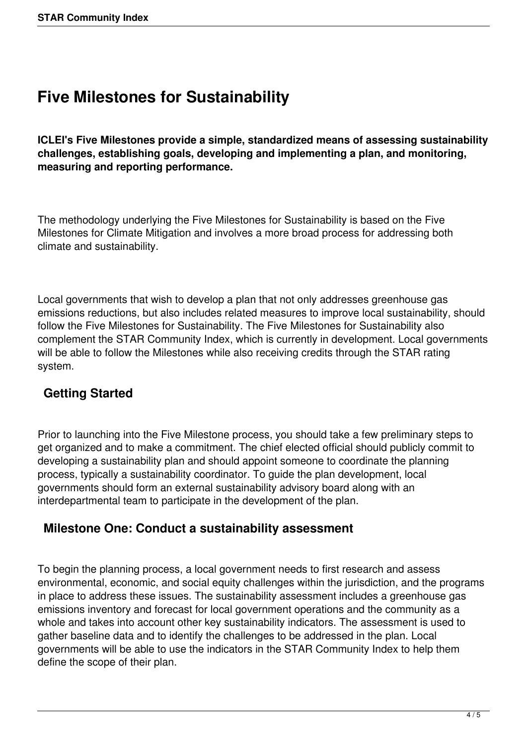# Five Milestones for Sustainability

**ICLEI's Five Milestones provide a simple, standardized means of assessing sustainability challenges, establishing goals, developing and implementing a plan, and monitoring, measuring and reporting performance.**

The methodology underlying the Five Milestones for Sustainability is based on the Five Milestones for Climate Mitigation and involves a more broad process for addressing both climate and sustainability.

Local governments that wish to develop a plan that not only addresses greenhouse gas emissions reductions, but also includes related measures to improve local sustainability, should follow the Five Milestones for Sustainability. The Five Milestones for Sustainability also complement the STAR Community Index, which is currently in development. Local governments will be able to follow the Milestones while also receiving credits through the STAR rating system.

## Getting Started

Prior to launching into the Five Milestone process, you should take a few preliminary steps to get organized and to make a commitment. The chief elected official should publicly commit to developing a sustainability plan and should appoint someone to coordinate the planning process, typically a sustainability coordinator. To guide the plan development, local governments should form an external sustainability advisory board along with an interdepartmental team to participate in the development of the plan.

## Milestone One: Conduct a sustainability assessment

To begin the planning process, a local government needs to first research and assess environmental, economic, and social equity challenges within the jurisdiction, and the programs in place to address these issues. The sustainability assessment includes a greenhouse gas emissions inventory and forecast for local government operations and the community as a whole and takes into account other key sustainability indicators. The assessment is used to gather baseline data and to identify the challenges to be addressed in the plan. Local governments will be able to use the indicators in the STAR Community Index to help them define the scope of their plan.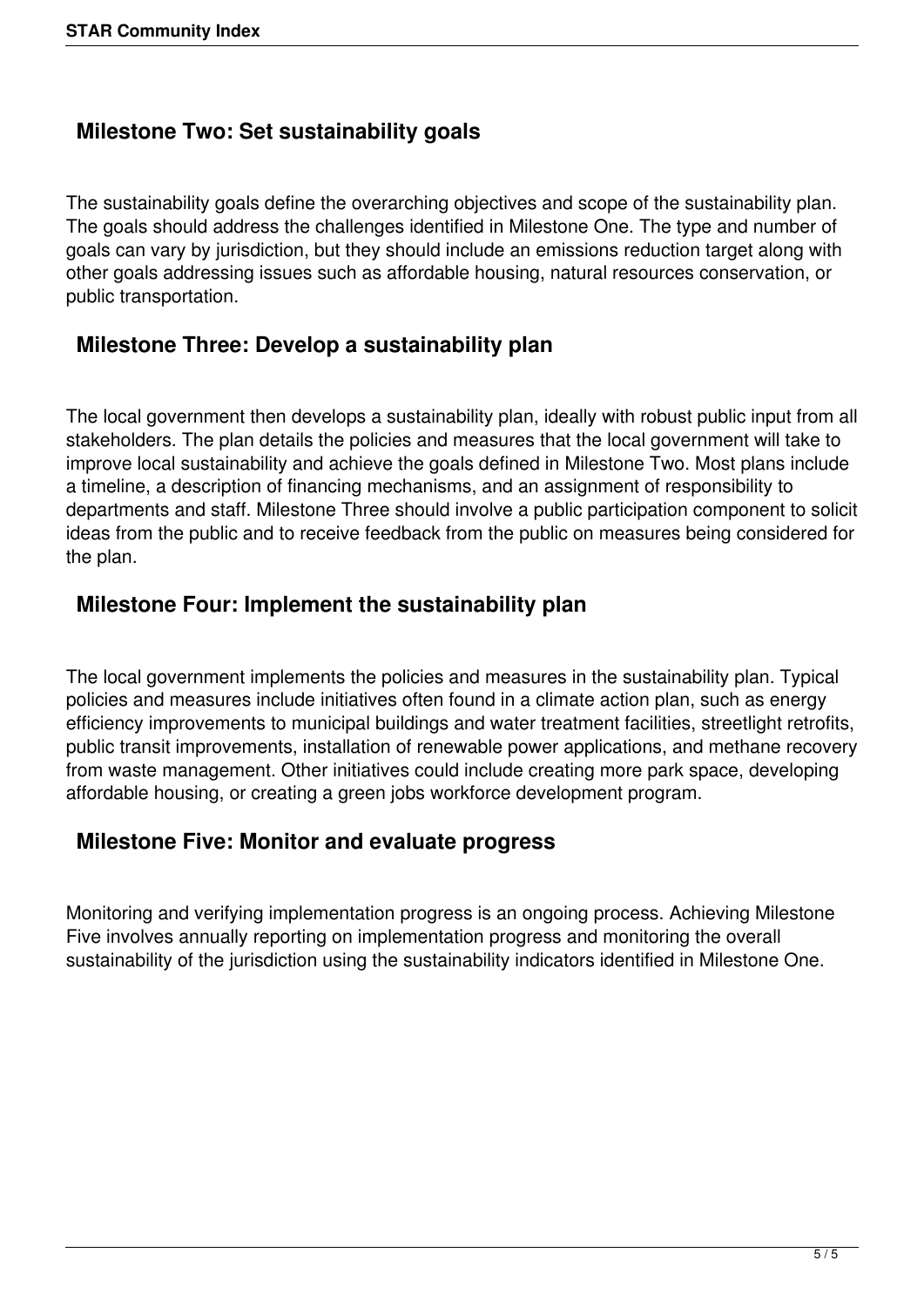## Milestone Two: Set sustainability goals

The sustainability goals define the overarching objectives and scope of the sustainability plan. The goals should address the challenges identified in Milestone One. The type and number of goals can vary by jurisdiction, but they should include an emissions reduction target along with other goals addressing issues such as affordable housing, natural resources conservation, or public transportation.

## Milestone Three: Develop a sustainability plan

The local government then develops a sustainability plan, ideally with robust public input from all stakeholders. The plan details the policies and measures that the local government will take to improve local sustainability and achieve the goals defined in Milestone Two. Most plans include a timeline, a description of financing mechanisms, and an assignment of responsibility to departments and staff. Milestone Three should involve a public participation component to solicit ideas from the public and to receive feedback from the public on measures being considered for the plan.

## Milestone Four: Implement the sustainability plan

The local government implements the policies and measures in the sustainability plan. Typical policies and measures include initiatives often found in a climate action plan, such as energy efficiency improvements to municipal buildings and water treatment facilities, streetlight retrofits, public transit improvements, installation of renewable power applications, and methane recovery from waste management. Other initiatives could include creating more park space, developing affordable housing, or creating a green jobs workforce development program.

## Milestone Five: Monitor and evaluate progress

Monitoring and verifying implementation progress is an ongoing process. Achieving Milestone Five involves annually reporting on implementation progress and monitoring the overall sustainability of the jurisdiction using the sustainability indicators identified in Milestone One.